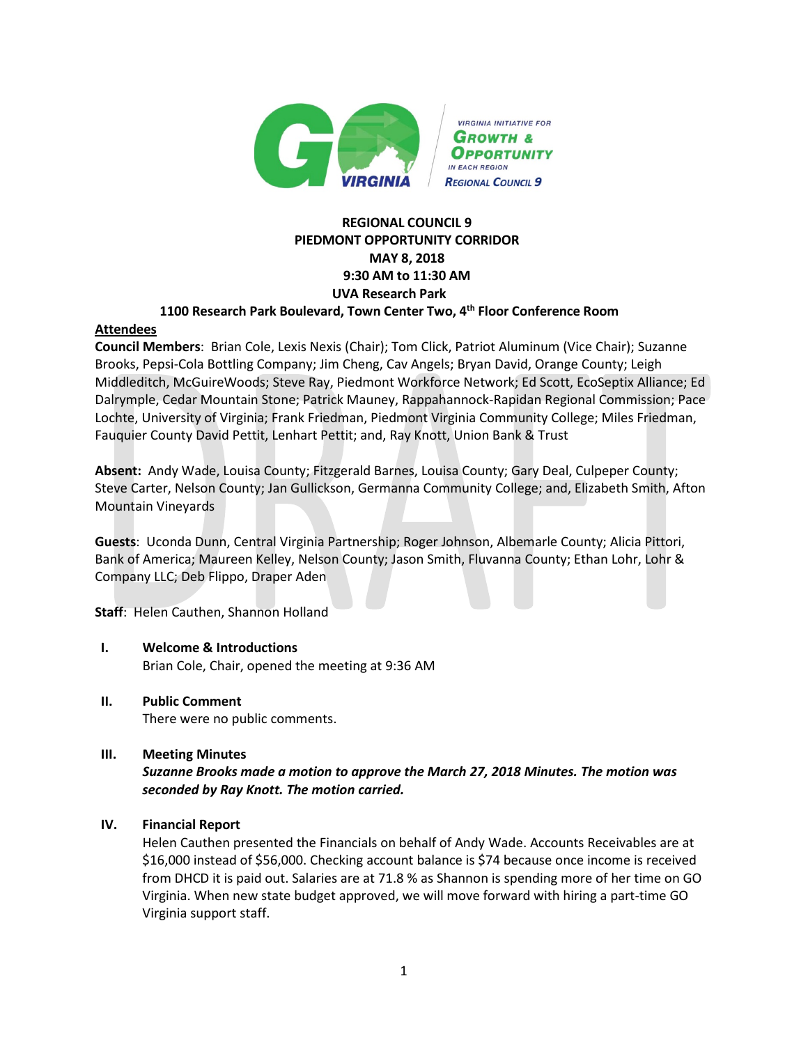**REGIONAL COUNCIL 9**
**PIEDMONT OPPORTUNITY CORRIDOR**
**MAY 8, 2018**
**9:30 AM to 11:30 AM**
**UVA Research Park**
**1100 Research Park Boulevard, Town Center Two, 4th Floor Conference Room**

**Attendees**

**Council Members**: Brian Cole, Lexis Nexis (Chair); Tom Click, Patriot Aluminum (Vice Chair); Suzanne Brooks, Pepsi-Cola Bottling Company; Jim Cheng, Cav Angels; Bryan David, Orange County; Leigh Middleditch, McGuireWoods; Steve Ray, Piedmont Workforce Network; Ed Scott, EcoSeptix Alliance; Ed Dalrymple, Cedar Mountain Stone; Patrick Mauney, Rappahannock-Rapidan Regional Commission; Pace Lochte, University of Virginia; Frank Friedman, Piedmont Virginia Community College; Miles Friedman, Fauquier County David Pettit, Lenhart Pettit; and, Ray Knott, Union Bank & Trust

**Absent:** Andy Wade, Louisa County; Fitzgerald Barnes, Louisa County; Gary Deal, Culpeper County; Steve Carter, Nelson County; Jan Gullickson, Germanna Community College; and, Elizabeth Smith, Afton Mountain Vineyards

**Guests**: Uconda Dunn, Central Virginia Partnership; Roger Johnson, Albemarle County; Alicia Pittori, Bank of America; Maureen Kelley, Nelson County; Jason Smith, Fluvanna County; Ethan Lohr, Lohr & Company LLC; Deb Flippo, Draper Aden

**Staff**: Helen Cauthen, Shannon Holland

**I. Welcome & Introductions**

Brian Cole, Chair, opened the meeting at 9:36 AM

**II. Public Comment**

There were no public comments.

**III. Meeting Minutes**

***Suzanne Brooks made a motion to approve the March 27, 2018 Minutes. The motion was seconded by Ray Knott. The motion carried.***

**IV. Financial Report**

Helen Cauthen presented the Financials on behalf of Andy Wade. Accounts Receivables are at $16,000 instead of $56,000. Checking account balance is $74 because once income is received from DHCD it is paid out. Salaries are at 71.8 % as Shannon is spending more of her time on GO Virginia. When new state budget approved, we will move forward with hiring a part-time GO Virginia support staff.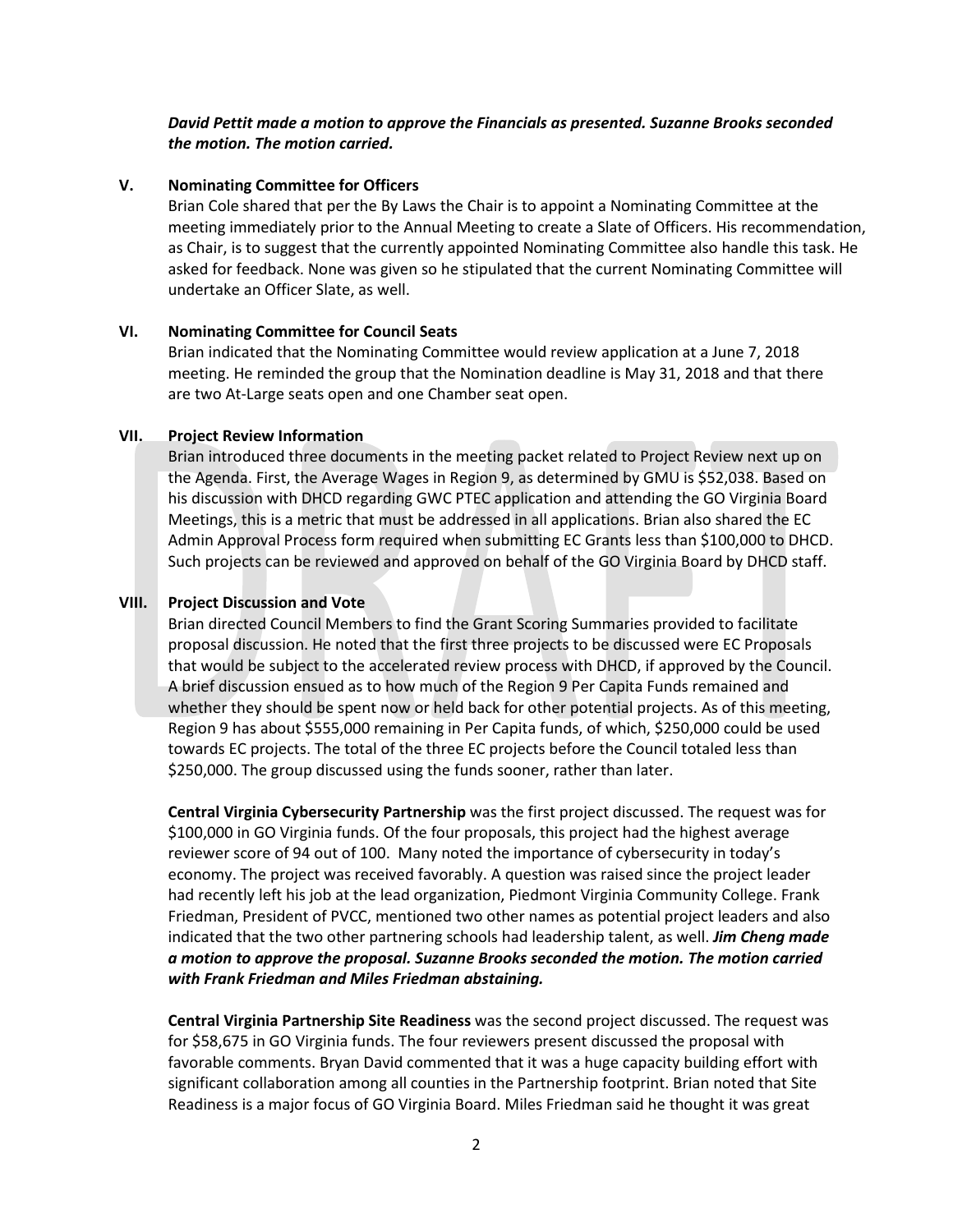***David Pettit made a motion to approve the Financials as presented. Suzanne Brooks seconded the motion. The motion carried.***

## V. Nominating Committee for Officers

Brian Cole shared that per the By Laws the Chair is to appoint a Nominating Committee at the meeting immediately prior to the Annual Meeting to create a Slate of Officers. His recommendation, as Chair, is to suggest that the currently appointed Nominating Committee also handle this task. He asked for feedback. None was given so he stipulated that the current Nominating Committee will undertake an Officer Slate, as well.

## VI. Nominating Committee for Council Seats

Brian indicated that the Nominating Committee would review application at a June 7, 2018 meeting. He reminded the group that the Nomination deadline is May 31, 2018 and that there are two At-Large seats open and one Chamber seat open.

## VII. Project Review Information

Brian introduced three documents in the meeting packet related to Project Review next up on the Agenda. First, the Average Wages in Region 9, as determined by GMU is $52,038. Based on his discussion with DHCD regarding GWC PTEC application and attending the GO Virginia Board Meetings, this is a metric that must be addressed in all applications. Brian also shared the EC Admin Approval Process form required when submitting EC Grants less than $100,000 to DHCD. Such projects can be reviewed and approved on behalf of the GO Virginia Board by DHCD staff.

## VIII. Project Discussion and Vote

Brian directed Council Members to find the Grant Scoring Summaries provided to facilitate proposal discussion. He noted that the first three projects to be discussed were EC Proposals that would be subject to the accelerated review process with DHCD, if approved by the Council. A brief discussion ensued as to how much of the Region 9 Per Capita Funds remained and whether they should be spent now or held back for other potential projects. As of this meeting, Region 9 has about $555,000 remaining in Per Capita funds, of which, $250,000 could be used towards EC projects. The total of the three EC projects before the Council totaled less than $250,000. The group discussed using the funds sooner, rather than later.

**Central Virginia Cybersecurity Partnership** was the first project discussed. The request was for $100,000 in GO Virginia funds. Of the four proposals, this project had the highest average reviewer score of 94 out of 100. Many noted the importance of cybersecurity in today's economy. The project was received favorably. A question was raised since the project leader had recently left his job at the lead organization, Piedmont Virginia Community College. Frank Friedman, President of PVCC, mentioned two other names as potential project leaders and also indicated that the two other partnering schools had leadership talent, as well. ***Jim Cheng made a motion to approve the proposal. Suzanne Brooks seconded the motion. The motion carried with Frank Friedman and Miles Friedman abstaining.***

**Central Virginia Partnership Site Readiness** was the second project discussed. The request was for $58,675 in GO Virginia funds. The four reviewers present discussed the proposal with favorable comments. Bryan David commented that it was a huge capacity building effort with significant collaboration among all counties in the Partnership footprint. Brian noted that Site Readiness is a major focus of GO Virginia Board. Miles Friedman said he thought it was great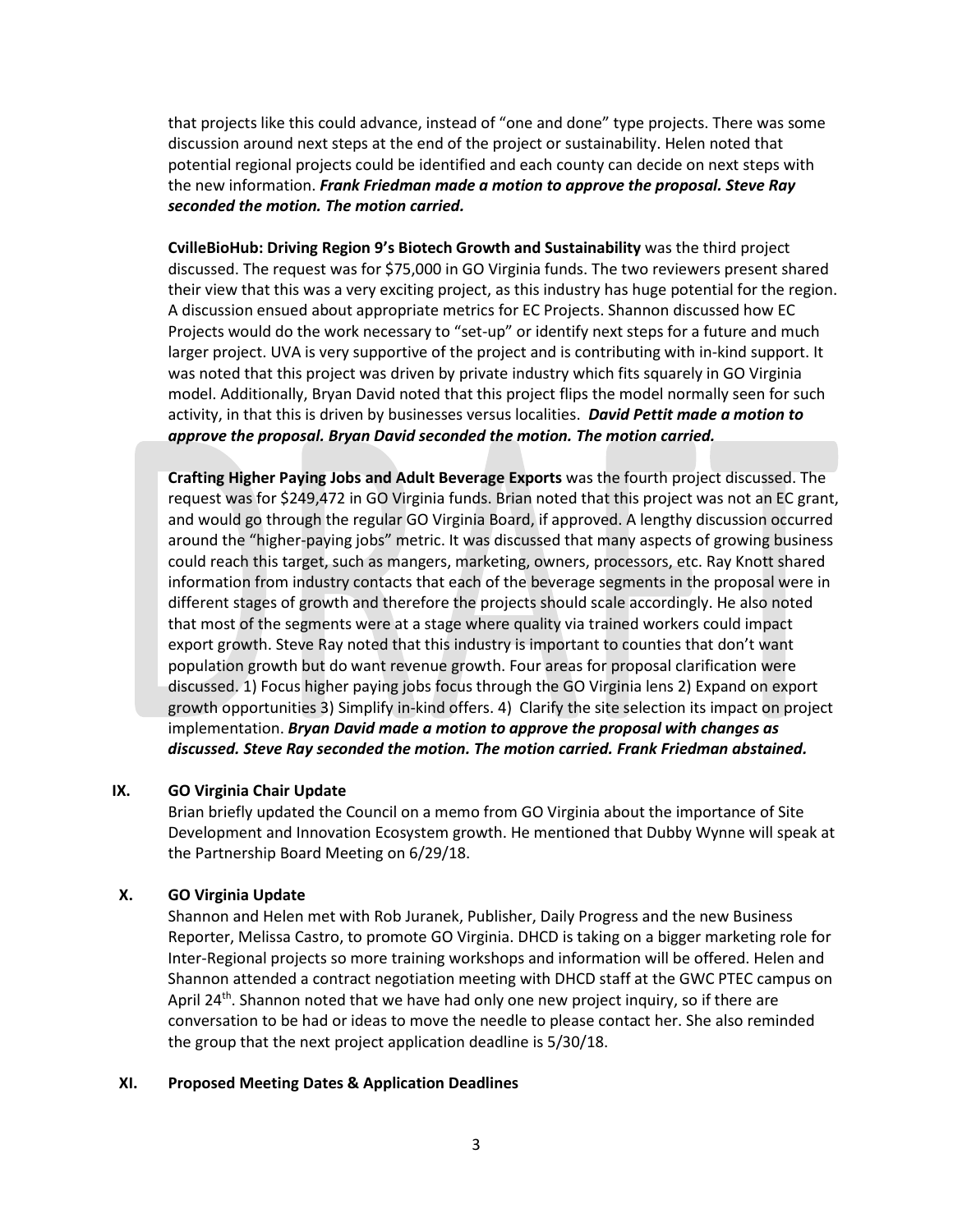that projects like this could advance, instead of "one and done" type projects. There was some discussion around next steps at the end of the project or sustainability. Helen noted that potential regional projects could be identified and each county can decide on next steps with the new information. ***Frank Friedman made a motion to approve the proposal. Steve Ray seconded the motion. The motion carried.***

**CvilleBioHub: Driving Region 9's Biotech Growth and Sustainability** was the third project discussed. The request was for $75,000 in GO Virginia funds. The two reviewers present shared their view that this was a very exciting project, as this industry has huge potential for the region. A discussion ensued about appropriate metrics for EC Projects. Shannon discussed how EC Projects would do the work necessary to "set-up" or identify next steps for a future and much larger project. UVA is very supportive of the project and is contributing with in-kind support. It was noted that this project was driven by private industry which fits squarely in GO Virginia model. Additionally, Bryan David noted that this project flips the model normally seen for such activity, in that this is driven by businesses versus localities. ***David Pettit made a motion to approve the proposal. Bryan David seconded the motion. The motion carried.***

**Crafting Higher Paying Jobs and Adult Beverage Exports** was the fourth project discussed. The request was for $249,472 in GO Virginia funds. Brian noted that this project was not an EC grant, and would go through the regular GO Virginia Board, if approved. A lengthy discussion occurred around the "higher-paying jobs" metric. It was discussed that many aspects of growing business could reach this target, such as mangers, marketing, owners, processors, etc. Ray Knott shared information from industry contacts that each of the beverage segments in the proposal were in different stages of growth and therefore the projects should scale accordingly. He also noted that most of the segments were at a stage where quality via trained workers could impact export growth. Steve Ray noted that this industry is important to counties that don't want population growth but do want revenue growth. Four areas for proposal clarification were discussed. 1) Focus higher paying jobs focus through the GO Virginia lens 2) Expand on export growth opportunities 3) Simplify in-kind offers. 4) Clarify the site selection its impact on project implementation. ***Bryan David made a motion to approve the proposal with changes as discussed. Steve Ray seconded the motion. The motion carried. Frank Friedman abstained.***

## IX. GO Virginia Chair Update

Brian briefly updated the Council on a memo from GO Virginia about the importance of Site Development and Innovation Ecosystem growth. He mentioned that Dubby Wynne will speak at the Partnership Board Meeting on 6/29/18.

## X. GO Virginia Update

Shannon and Helen met with Rob Juranek, Publisher, Daily Progress and the new Business Reporter, Melissa Castro, to promote GO Virginia. DHCD is taking on a bigger marketing role for Inter-Regional projects so more training workshops and information will be offered. Helen and Shannon attended a contract negotiation meeting with DHCD staff at the GWC PTEC campus on April 24th. Shannon noted that we have had only one new project inquiry, so if there are conversation to be had or ideas to move the needle to please contact her. She also reminded the group that the next project application deadline is 5/30/18.

## XI. Proposed Meeting Dates & Application Deadlines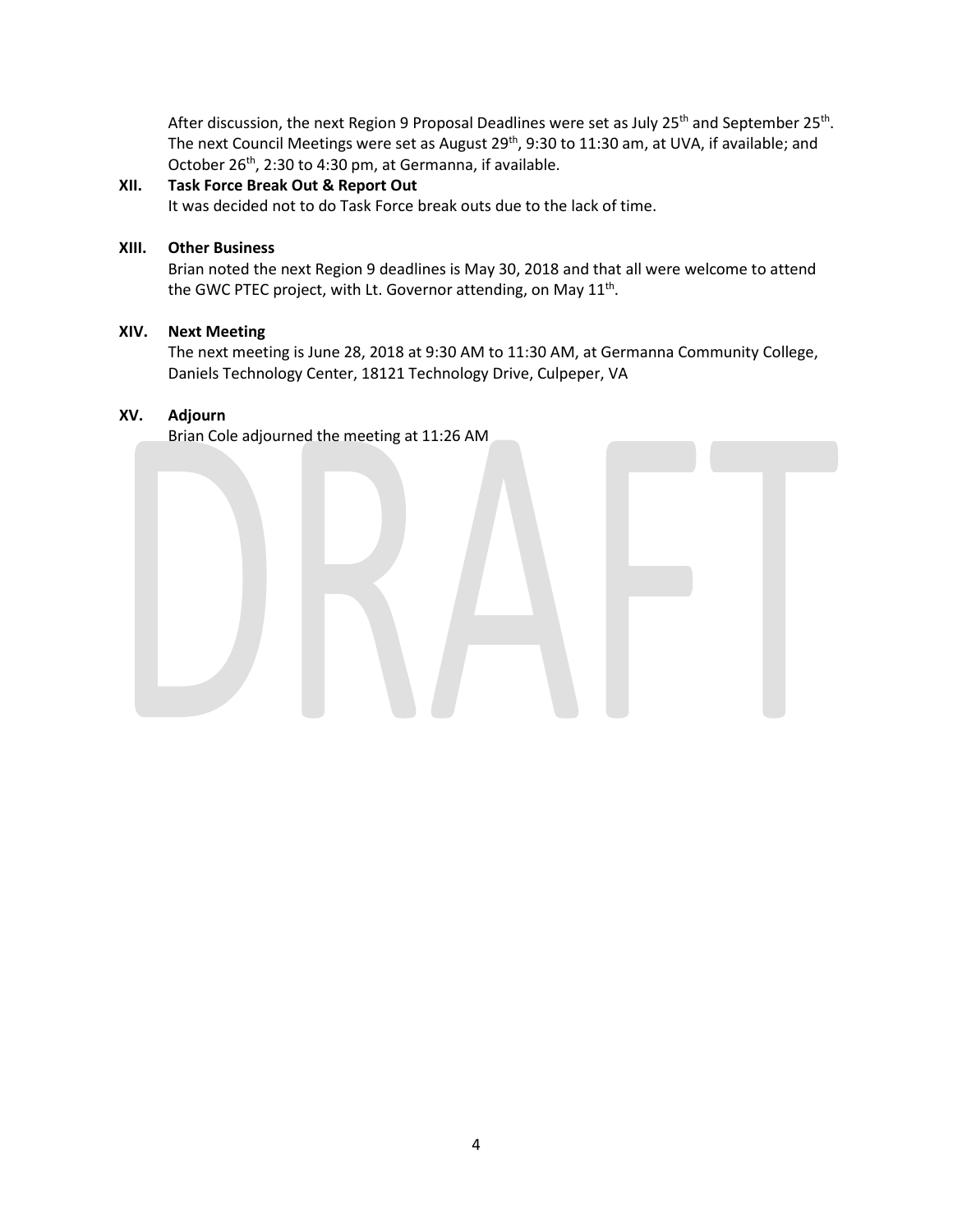After discussion, the next Region 9 Proposal Deadlines were set as July 25th and September 25th. The next Council Meetings were set as August 29th, 9:30 to 11:30 am, at UVA, if available; and October 26th, 2:30 to 4:30 pm, at Germanna, if available.

**XII. Task Force Break Out & Report Out**

It was decided not to do Task Force break outs due to the lack of time.

**XIII. Other Business**

Brian noted the next Region 9 deadlines is May 30, 2018 and that all were welcome to attend the GWC PTEC project, with Lt. Governor attending, on May 11th.

**XIV. Next Meeting**

The next meeting is June 28, 2018 at 9:30 AM to 11:30 AM, at Germanna Community College, Daniels Technology Center, 18121 Technology Drive, Culpeper, VA

**XV. Adjourn**

Brian Cole adjourned the meeting at 11:26 AM

DRAFT